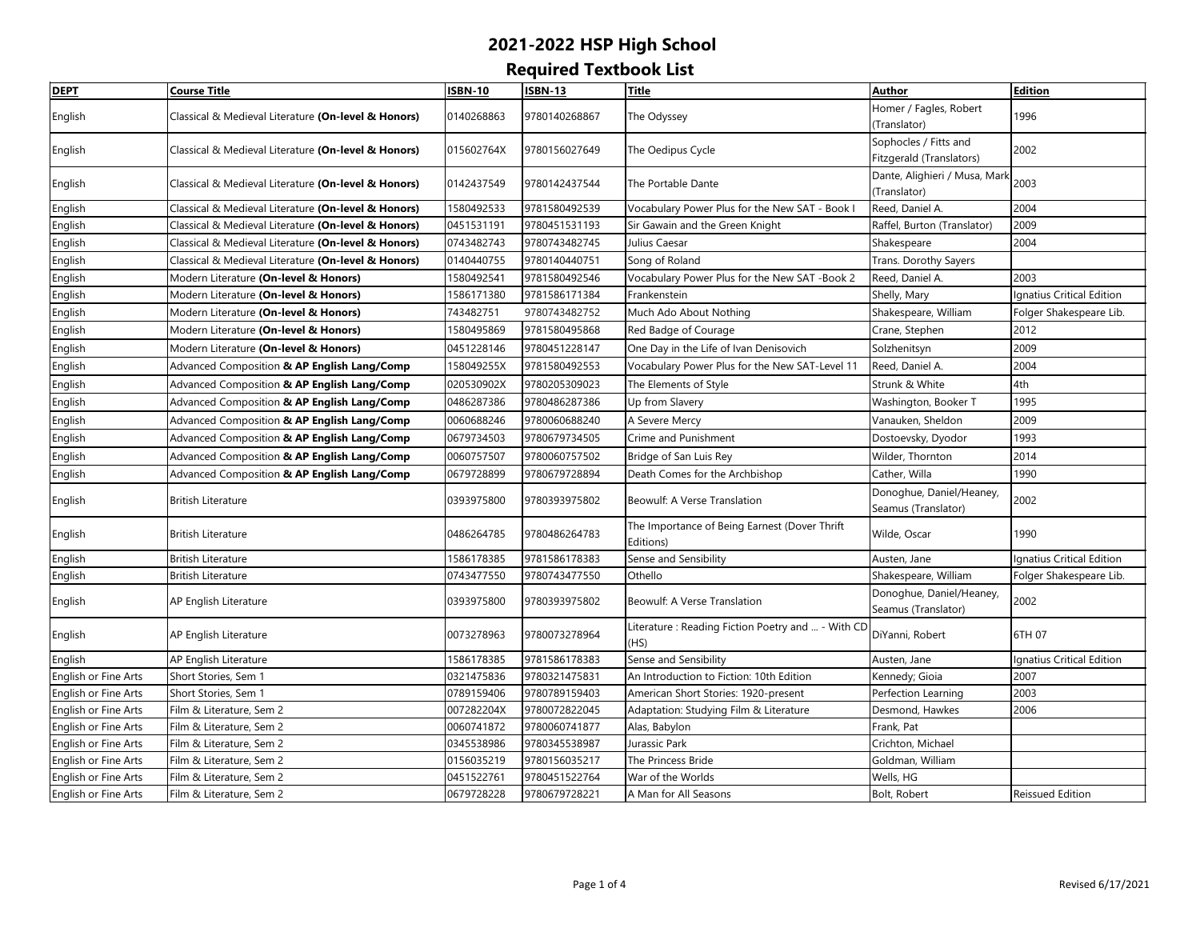# 2021-2022 HSP High School

## Required Textbook List

| DEPT | Course Title | ISBN-10 | ISBN-13 | Title | Author | Edition |
|---|---|---|---|---|---|---|
| English | Classical & Medieval Literature **(On-level & Honors)** | 0140268863 | 9780140268867 | The Odyssey | Homer / Fagles, Robert (Translator) | 1996 |
| English | Classical & Medieval Literature **(On-level & Honors)** | 015602764X | 9780156027649 | The Oedipus Cycle | Sophocles / Fitts and Fitzgerald (Translators) | 2002 |
| English | Classical & Medieval Literature **(On-level & Honors)** | 0142437549 | 9780142437544 | The Portable Dante | Dante, Alighieri / Musa, Mark (Translator) | 2003 |
| English | Classical & Medieval Literature **(On-level & Honors)** | 1580492533 | 9781580492539 | Vocabulary Power Plus for the New SAT - Book I | Reed, Daniel A. | 2004 |
| English | Classical & Medieval Literature **(On-level & Honors)** | 0451531191 | 9780451531193 | Sir Gawain and the Green Knight | Raffel, Burton (Translator) | 2009 |
| English | Classical & Medieval Literature **(On-level & Honors)** | 0743482743 | 9780743482745 | Julius Caesar | Shakespeare | 2004 |
| English | Classical & Medieval Literature **(On-level & Honors)** | 0140440755 | 9780140440751 | Song of Roland | Trans. Dorothy Sayers | |
| English | Modern Literature **(On-level & Honors)** | 1580492541 | 9781580492546 | Vocabulary Power Plus for the New SAT -Book 2 | Reed, Daniel A. | 2003 |
| English | Modern Literature **(On-level & Honors)** | 1586171380 | 9781586171384 | Frankenstein | Shelly, Mary | Ignatius Critical Edition |
| English | Modern Literature **(On-level & Honors)** | 743482751 | 9780743482752 | Much Ado About Nothing | Shakespeare, William | Folger Shakespeare Lib. |
| English | Modern Literature **(On-level & Honors)** | 1580495869 | 9781580495868 | Red Badge of Courage | Crane, Stephen | 2012 |
| English | Modern Literature **(On-level & Honors)** | 0451228146 | 9780451228147 | One Day in the Life of Ivan Denisovich | Solzhenitsyn | 2009 |
| English | Advanced Composition **& AP English Lang/Comp** | 158049255X | 9781580492553 | Vocabulary Power Plus for the New SAT-Level 11 | Reed, Daniel A. | 2004 |
| English | Advanced Composition **& AP English Lang/Comp** | 020530902X | 9780205309023 | The Elements of Style | Strunk & White | 4th |
| English | Advanced Composition **& AP English Lang/Comp** | 0486287386 | 9780486287386 | Up from Slavery | Washington, Booker T | 1995 |
| English | Advanced Composition **& AP English Lang/Comp** | 0060688246 | 9780060688240 | A Severe Mercy | Vanauken, Sheldon | 2009 |
| English | Advanced Composition **& AP English Lang/Comp** | 0679734503 | 9780679734505 | Crime and Punishment | Dostoevsky, Dyodor | 1993 |
| English | Advanced Composition **& AP English Lang/Comp** | 0060757507 | 9780060757502 | Bridge of San Luis Rey | Wilder, Thornton | 2014 |
| English | Advanced Composition **& AP English Lang/Comp** | 0679728899 | 9780679728894 | Death Comes for the Archbishop | Cather, Willa | 1990 |
| English | British Literature | 0393975800 | 9780393975802 | Beowulf: A Verse Translation | Donoghue, Daniel/Heaney, Seamus (Translator) | 2002 |
| English | British Literature | 0486264785 | 9780486264783 | The Importance of Being Earnest (Dover Thrift Editions) | Wilde, Oscar | 1990 |
| English | British Literature | 1586178385 | 9781586178383 | Sense and Sensibility | Austen, Jane | Ignatius Critical Edition |
| English | British Literature | 0743477550 | 9780743477550 | Othello | Shakespeare, William | Folger Shakespeare Lib. |
| English | AP English Literature | 0393975800 | 9780393975802 | Beowulf: A Verse Translation | Donoghue, Daniel/Heaney, Seamus (Translator) | 2002 |
| English | AP English Literature | 0073278963 | 9780073278964 | Literature : Reading Fiction Poetry and ... - With CD (HS) | DiYanni, Robert | 6TH 07 |
| English | AP English Literature | 1586178385 | 9781586178383 | Sense and Sensibility | Austen, Jane | Ignatius Critical Edition |
| English or Fine Arts | Short Stories, Sem 1 | 0321475836 | 9780321475831 | An Introduction to Fiction: 10th Edition | Kennedy; Gioia | 2007 |
| English or Fine Arts | Short Stories, Sem 1 | 0789159406 | 9780789159403 | American Short Stories: 1920-present | Perfection Learning | 2003 |
| English or Fine Arts | Film & Literature, Sem 2 | 007282204X | 9780072822045 | Adaptation: Studying Film & Literature | Desmond, Hawkes | 2006 |
| English or Fine Arts | Film & Literature, Sem 2 | 0060741872 | 9780060741877 | Alas, Babylon | Frank, Pat | |
| English or Fine Arts | Film & Literature, Sem 2 | 0345538986 | 9780345538987 | Jurassic Park | Crichton, Michael | |
| English or Fine Arts | Film & Literature, Sem 2 | 0156035219 | 9780156035217 | The Princess Bride | Goldman, William | |
| English or Fine Arts | Film & Literature, Sem 2 | 0451522761 | 9780451522764 | War of the Worlds | Wells, HG | |
| English or Fine Arts | Film & Literature, Sem 2 | 0679728228 | 9780679728221 | A Man for All Seasons | Bolt, Robert | Reissued Edition |

Revised 6/17/2021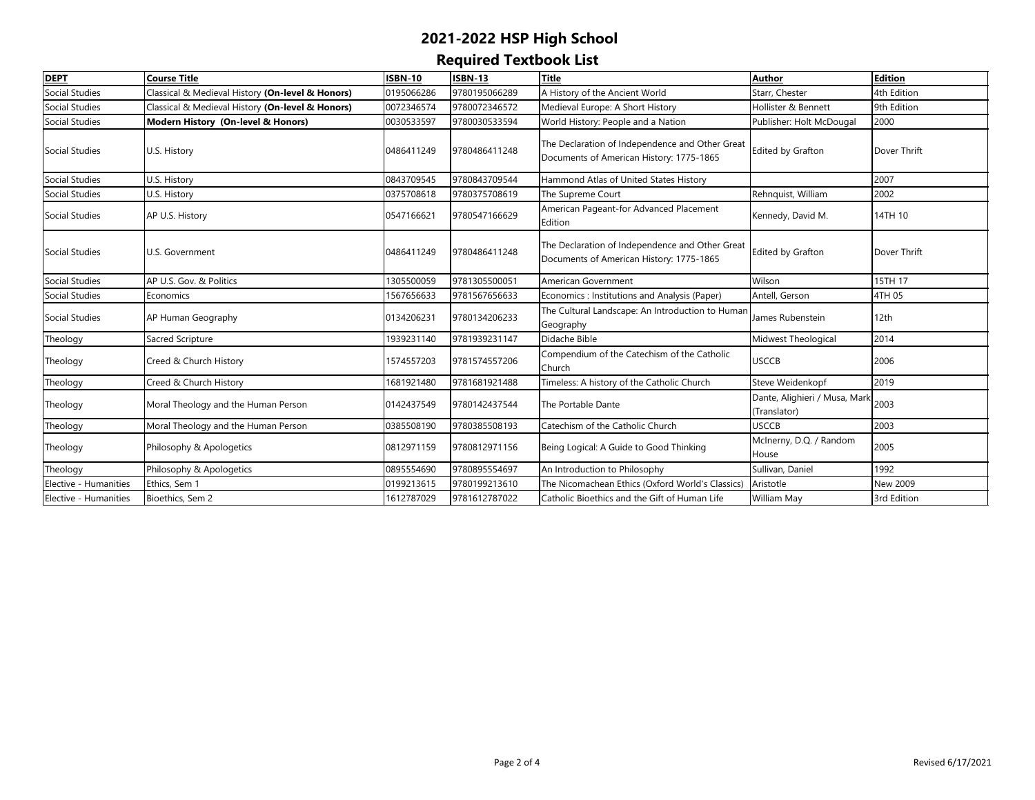## 2021-2022 HSP High School

## Required Textbook List

| DEPT | Course Title | ISBN-10 | ISBN-13 | Title | Author | Edition |
|---|---|---|---|---|---|---|
| Social Studies | Classical & Medieval History **(On-level & Honors)** | 0195066286 | 9780195066289 | A History of the Ancient World | Starr, Chester | 4th Edition |
| Social Studies | Classical & Medieval History **(On-level & Honors)** | 0072346574 | 9780072346572 | Medieval Europe: A Short History | Hollister & Bennett | 9th Edition |
| Social Studies | **Modern History (On-level & Honors)** | 0030533597 | 9780030533594 | World History: People and a Nation | Publisher: Holt McDougal | 2000 |
| Social Studies | U.S. History | 0486411249 | 9780486411248 | The Declaration of Independence and Other Great Documents of American History: 1775-1865 | Edited by Grafton | Dover Thrift |
| Social Studies | U.S. History | 0843709545 | 9780843709544 | Hammond Atlas of United States History | | 2007 |
| Social Studies | U.S. History | 0375708618 | 9780375708619 | The Supreme Court | Rehnquist, William | 2002 |
| Social Studies | AP U.S. History | 0547166621 | 9780547166629 | American Pageant-for Advanced Placement Edition | Kennedy, David M. | 14TH 10 |
| Social Studies | U.S. Government | 0486411249 | 9780486411248 | The Declaration of Independence and Other Great Documents of American History: 1775-1865 | Edited by Grafton | Dover Thrift |
| Social Studies | AP U.S. Gov. & Politics | 1305500059 | 9781305500051 | American Government | Wilson | 15TH 17 |
| Social Studies | Economics | 1567656633 | 9781567656633 | Economics : Institutions and Analysis (Paper) | Antell, Gerson | 4TH 05 |
| Social Studies | AP Human Geography | 0134206231 | 9780134206233 | The Cultural Landscape: An Introduction to Human Geography | James Rubenstein | 12th |
| Theology | Sacred Scripture | 1939231140 | 9781939231147 | Didache Bible | Midwest Theological | 2014 |
| Theology | Creed & Church History | 1574557203 | 9781574557206 | Compendium of the Catechism of the Catholic Church | USCCB | 2006 |
| Theology | Creed & Church History | 1681921480 | 9781681921488 | Timeless: A history of the Catholic Church | Steve Weidenkopf | 2019 |
| Theology | Moral Theology and the Human Person | 0142437549 | 9780142437544 | The Portable Dante | Dante, Alighieri / Musa, Mark (Translator) | 2003 |
| Theology | Moral Theology and the Human Person | 0385508190 | 9780385508193 | Catechism of the Catholic Church | USCCB | 2003 |
| Theology | Philosophy & Apologetics | 0812971159 | 9780812971156 | Being Logical: A Guide to Good Thinking | McInerny, D.Q. / Random House | 2005 |
| Theology | Philosophy & Apologetics | 0895554690 | 9780895554697 | An Introduction to Philosophy | Sullivan, Daniel | 1992 |
| Elective - Humanities | Ethics, Sem 1 | 0199213615 | 9780199213610 | The Nicomachean Ethics (Oxford World's Classics) | Aristotle | New 2009 |
| Elective - Humanities | Bioethics, Sem 2 | 1612787029 | 9781612787022 | Catholic Bioethics and the Gift of Human Life | William May | 3rd Edition |

Revised 6/17/2021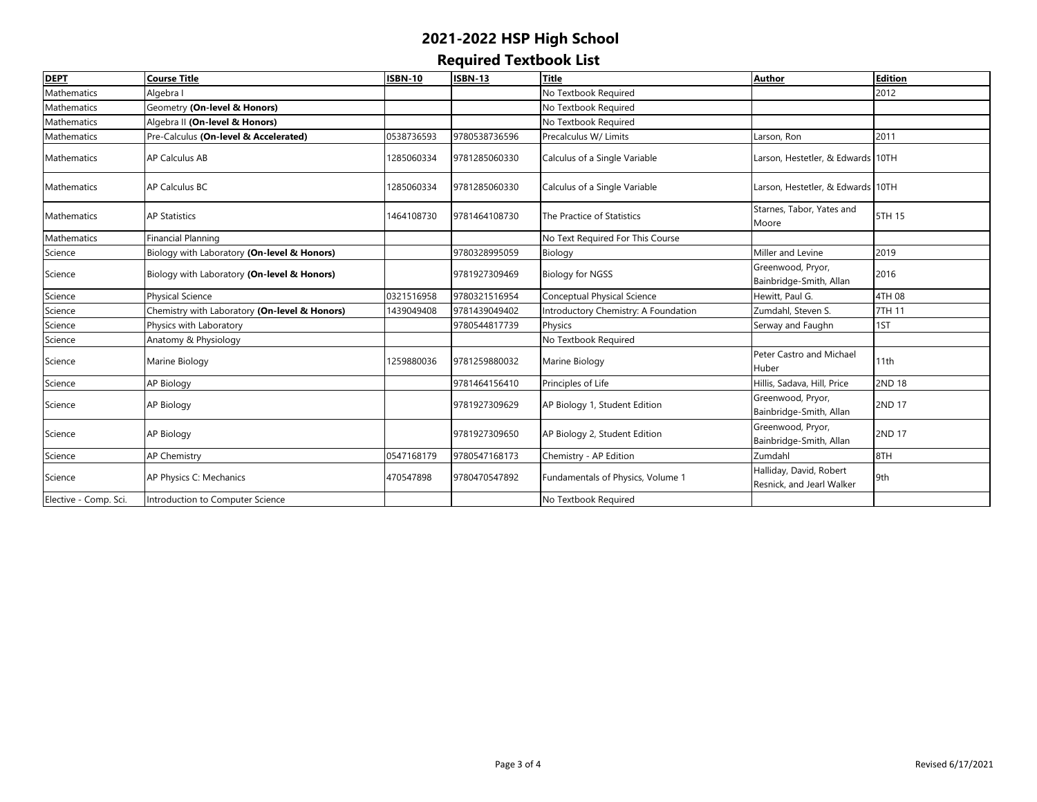# 2021-2022 HSP High School

## Required Textbook List

| DEPT | Course Title | ISBN-10 | ISBN-13 | Title | Author | Edition |
|---|---|---|---|---|---|---|
| Mathematics | Algebra I | | | No Textbook Required | | 2012 |
| Mathematics | Geometry **(On-level & Honors)** | | | No Textbook Required | | |
| Mathematics | Algebra II **(On-level & Honors)** | | | No Textbook Required | | |
| Mathematics | Pre-Calculus **(On-level & Accelerated)** | 0538736593 | 9780538736596 | Precalculus W/ Limits | Larson, Ron | 2011 |
| Mathematics | AP Calculus AB | 1285060334 | 9781285060330 | Calculus of a Single Variable | Larson, Hestetler, & Edwards | 10TH |
| Mathematics | AP Calculus BC | 1285060334 | 9781285060330 | Calculus of a Single Variable | Larson, Hestetler, & Edwards | 10TH |
| Mathematics | AP Statistics | 1464108730 | 9781464108730 | The Practice of Statistics | Starnes, Tabor, Yates and Moore | 5TH 15 |
| Mathematics | Financial Planning | | | No Text Required For This Course | | |
| Science | Biology with Laboratory **(On-level & Honors)** | | 9780328995059 | Biology | Miller and Levine | 2019 |
| Science | Biology with Laboratory **(On-level & Honors)** | | 9781927309469 | Biology for NGSS | Greenwood, Pryor, Bainbridge-Smith, Allan | 2016 |
| Science | Physical Science | 0321516958 | 9780321516954 | Conceptual Physical Science | Hewitt, Paul G. | 4TH 08 |
| Science | Chemistry with Laboratory **(On-level & Honors)** | 1439049408 | 9781439049402 | Introductory Chemistry: A Foundation | Zumdahl, Steven S. | 7TH 11 |
| Science | Physics with Laboratory | | 9780544817739 | Physics | Serway and Faughn | 1ST |
| Science | Anatomy & Physiology | | | No Textbook Required | | |
| Science | Marine Biology | 1259880036 | 9781259880032 | Marine Biology | Peter Castro and Michael Huber | 11th |
| Science | AP Biology | | 9781464156410 | Principles of Life | Hillis, Sadava, Hill, Price | 2ND 18 |
| Science | AP Biology | | 9781927309629 | AP Biology 1, Student Edition | Greenwood, Pryor, Bainbridge-Smith, Allan | 2ND 17 |
| Science | AP Biology | | 9781927309650 | AP Biology 2, Student Edition | Greenwood, Pryor, Bainbridge-Smith, Allan | 2ND 17 |
| Science | AP Chemistry | 0547168179 | 9780547168173 | Chemistry - AP Edition | Zumdahl | 8TH |
| Science | AP Physics C: Mechanics | 470547898 | 9780470547892 | Fundamentals of Physics, Volume 1 | Halliday, David, Robert Resnick, and Jearl Walker | 9th |
| Elective - Comp. Sci. | Introduction to Computer Science | | | No Textbook Required | | |

Revised 6/17/2021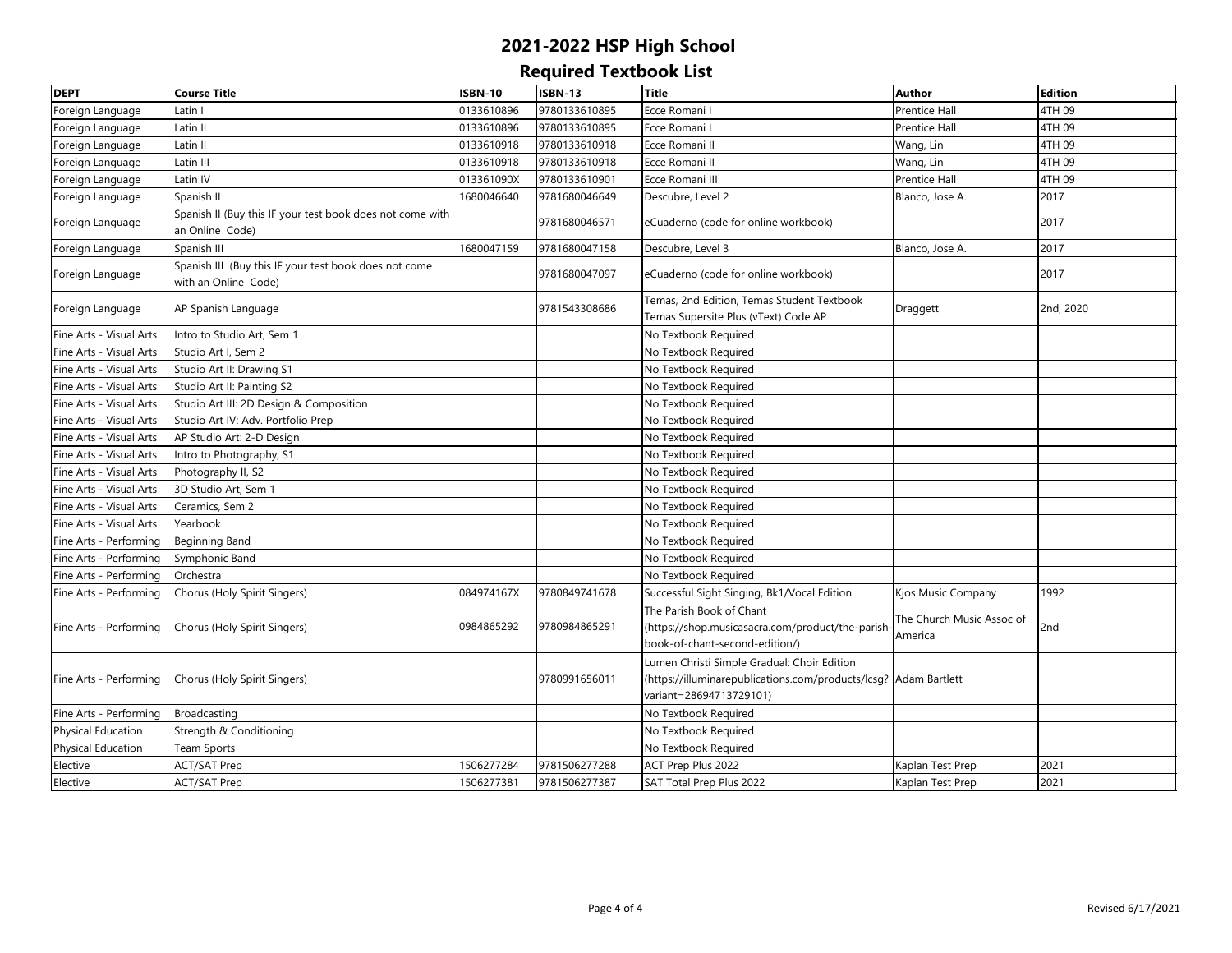# 2021-2022 HSP High School

## Required Textbook List

| DEPT | Course Title | ISBN-10 | ISBN-13 | Title | Author | Edition |
|---|---|---|---|---|---|---|
| Foreign Language | Latin I | 0133610896 | 9780133610895 | Ecce Romani I | Prentice Hall | 4TH 09 |
| Foreign Language | Latin II | 0133610896 | 9780133610895 | Ecce Romani I | Prentice Hall | 4TH 09 |
| Foreign Language | Latin II | 0133610918 | 9780133610918 | Ecce Romani II | Wang, Lin | 4TH 09 |
| Foreign Language | Latin III | 0133610918 | 9780133610918 | Ecce Romani II | Wang, Lin | 4TH 09 |
| Foreign Language | Latin IV | 013361090X | 9780133610901 | Ecce Romani III | Prentice Hall | 4TH 09 |
| Foreign Language | Spanish II | 1680046640 | 9781680046649 | Descubre, Level 2 | Blanco, Jose A. | 2017 |
| Foreign Language | Spanish II (Buy this IF your test book does not come with an Online Code) | | 9781680046571 | eCuaderno (code for online workbook) | | 2017 |
| Foreign Language | Spanish III | 1680047159 | 9781680047158 | Descubre, Level 3 | Blanco, Jose A. | 2017 |
| Foreign Language | Spanish III (Buy this IF your test book does not come with an Online Code) | | 9781680047097 | eCuaderno (code for online workbook) | | 2017 |
| Foreign Language | AP Spanish Language | | 9781543308686 | Temas, 2nd Edition, Temas Student Textbook Temas Supersite Plus (vText) Code AP | Draggett | 2nd, 2020 |
| Fine Arts - Visual Arts | Intro to Studio Art, Sem 1 | | | No Textbook Required | | |
| Fine Arts - Visual Arts | Studio Art I, Sem 2 | | | No Textbook Required | | |
| Fine Arts - Visual Arts | Studio Art II: Drawing S1 | | | No Textbook Required | | |
| Fine Arts - Visual Arts | Studio Art II: Painting S2 | | | No Textbook Required | | |
| Fine Arts - Visual Arts | Studio Art III: 2D Design & Composition | | | No Textbook Required | | |
| Fine Arts - Visual Arts | Studio Art IV: Adv. Portfolio Prep | | | No Textbook Required | | |
| Fine Arts - Visual Arts | AP Studio Art: 2-D Design | | | No Textbook Required | | |
| Fine Arts - Visual Arts | Intro to Photography, S1 | | | No Textbook Required | | |
| Fine Arts - Visual Arts | Photography II, S2 | | | No Textbook Required | | |
| Fine Arts - Visual Arts | 3D Studio Art, Sem 1 | | | No Textbook Required | | |
| Fine Arts - Visual Arts | Ceramics, Sem 2 | | | No Textbook Required | | |
| Fine Arts - Visual Arts | Yearbook | | | No Textbook Required | | |
| Fine Arts - Performing | Beginning Band | | | No Textbook Required | | |
| Fine Arts - Performing | Symphonic Band | | | No Textbook Required | | |
| Fine Arts - Performing | Orchestra | | | No Textbook Required | | |
| Fine Arts - Performing | Chorus (Holy Spirit Singers) | 084974167X | 9780849741678 | Successful Sight Singing, Bk1/Vocal Edition | Kjos Music Company | 1992 |
| Fine Arts - Performing | Chorus (Holy Spirit Singers) | 0984865292 | 9780984865291 | The Parish Book of Chant (https://shop.musicasacra.com/product/the-parish-book-of-chant-second-edition/) | The Church Music Assoc of America | 2nd |
| Fine Arts - Performing | Chorus (Holy Spirit Singers) | | 9780991656011 | Lumen Christi Simple Gradual: Choir Edition (https://illuminarepublications.com/products/lcsg?variant=28694713729101) | Adam Bartlett | |
| Fine Arts - Performing | Broadcasting | | | No Textbook Required | | |
| Physical Education | Strength & Conditioning | | | No Textbook Required | | |
| Physical Education | Team Sports | | | No Textbook Required | | |
| Elective | ACT/SAT Prep | 1506277284 | 9781506277288 | ACT Prep Plus 2022 | Kaplan Test Prep | 2021 |
| Elective | ACT/SAT Prep | 1506277381 | 9781506277387 | SAT Total Prep Plus 2022 | Kaplan Test Prep | 2021 |

Revised 6/17/2021